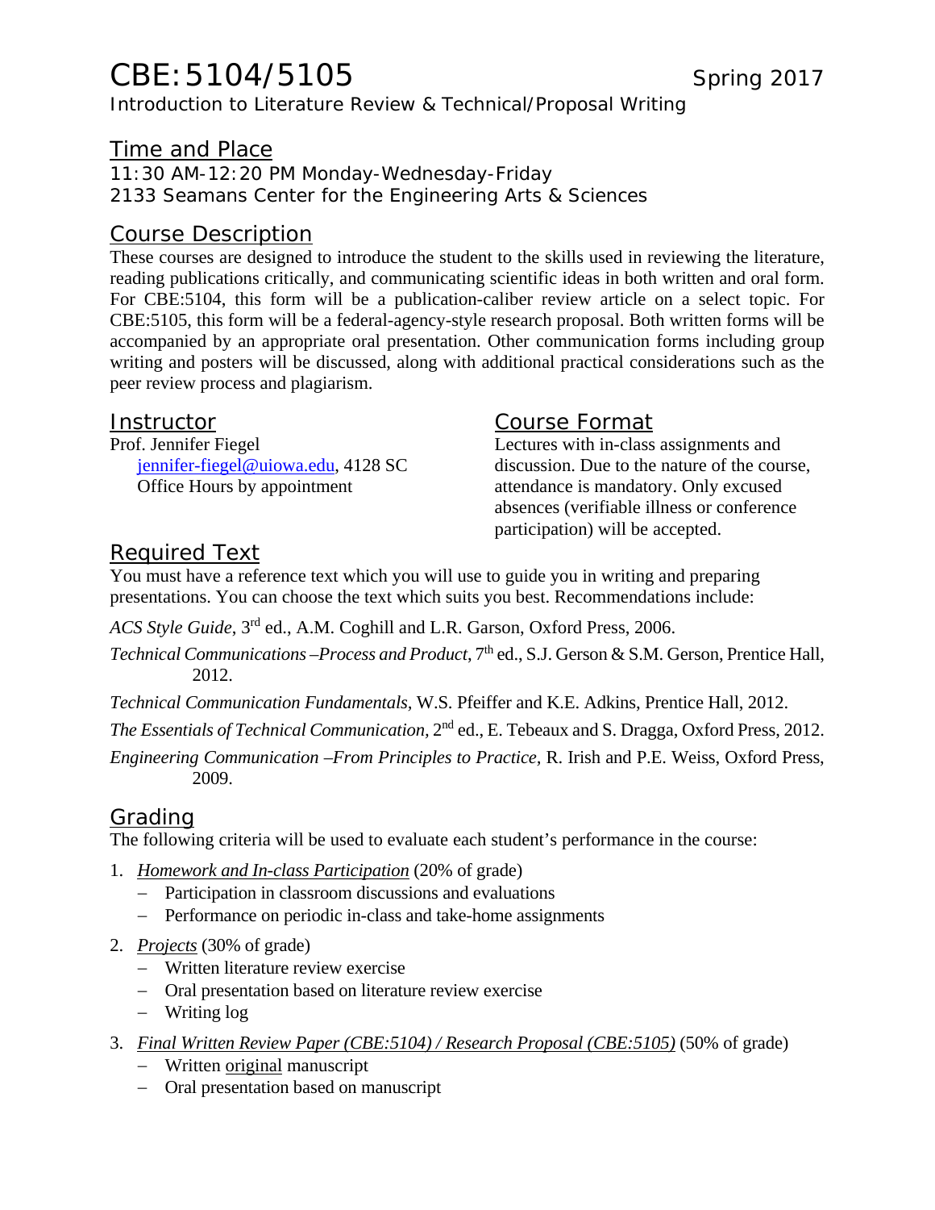# CBE:5104/5105

Spring 2017

Introduction to Literature Review & Technical/Proposal Writing

## Time and Place

11:30 AM-12:20 PM Monday-Wednesday-Friday
2133 Seamans Center for the Engineering Arts & Sciences

## Course Description

These courses are designed to introduce the student to the skills used in reviewing the literature, reading publications critically, and communicating scientific ideas in both written and oral form. For CBE:5104, this form will be a publication-caliber review article on a select topic. For CBE:5105, this form will be a federal-agency-style research proposal. Both written forms will be accompanied by an appropriate oral presentation. Other communication forms including group writing and posters will be discussed, along with additional practical considerations such as the peer review process and plagiarism.

## Instructor

Prof. Jennifer Fiegel
jennifer-fiegel@uiowa.edu, 4128 SC
Office Hours by appointment

## Course Format

Lectures with in-class assignments and discussion. Due to the nature of the course, attendance is mandatory. Only excused absences (verifiable illness or conference participation) will be accepted.

## Required Text

You must have a reference text which you will use to guide you in writing and preparing presentations. You can choose the text which suits you best. Recommendations include:

*ACS Style Guide*, 3rd ed., A.M. Coghill and L.R. Garson, Oxford Press, 2006.

*Technical Communications –Process and Product*, 7th ed., S.J. Gerson & S.M. Gerson, Prentice Hall, 2012.

*Technical Communication Fundamentals*, W.S. Pfeiffer and K.E. Adkins, Prentice Hall, 2012.

*The Essentials of Technical Communication*, 2nd ed., E. Tebeaux and S. Dragga, Oxford Press, 2012.

*Engineering Communication –From Principles to Practice,* R. Irish and P.E. Weiss, Oxford Press, 2009.

## Grading

The following criteria will be used to evaluate each student's performance in the course:

1. *Homework and In-class Participation* (20% of grade)
   - Participation in classroom discussions and evaluations
   - Performance on periodic in-class and take-home assignments
2. *Projects* (30% of grade)
   - Written literature review exercise
   - Oral presentation based on literature review exercise
   - Writing log
3. *Final Written Review Paper (CBE:5104) / Research Proposal (CBE:5105)* (50% of grade)
   - Written original manuscript
   - Oral presentation based on manuscript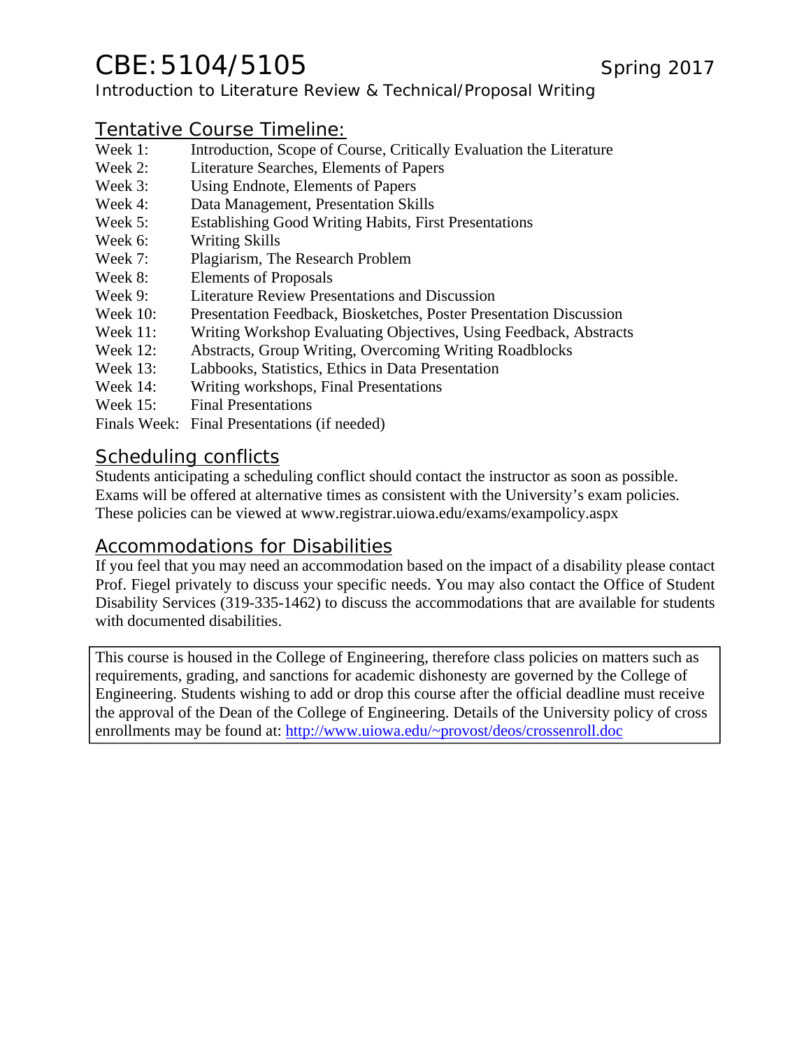# CBE:5104/5105 Spring 2017

Introduction to Literature Review & Technical/Proposal Writing

## Tentative Course Timeline:

| | |
|---|---|
| Week 1: | Introduction, Scope of Course, Critically Evaluation the Literature |
| Week 2: | Literature Searches, Elements of Papers |
| Week 3: | Using Endnote, Elements of Papers |
| Week 4: | Data Management, Presentation Skills |
| Week 5: | Establishing Good Writing Habits, First Presentations |
| Week 6: | Writing Skills |
| Week 7: | Plagiarism, The Research Problem |
| Week 8: | Elements of Proposals |
| Week 9: | Literature Review Presentations and Discussion |
| Week 10: | Presentation Feedback, Biosketches, Poster Presentation Discussion |
| Week 11: | Writing Workshop Evaluating Objectives, Using Feedback, Abstracts |
| Week 12: | Abstracts, Group Writing, Overcoming Writing Roadblocks |
| Week 13: | Labbooks, Statistics, Ethics in Data Presentation |
| Week 14: | Writing workshops, Final Presentations |
| Week 15: | Final Presentations |
| Finals Week: | Final Presentations (if needed) |

## Scheduling conflicts

Students anticipating a scheduling conflict should contact the instructor as soon as possible. Exams will be offered at alternative times as consistent with the University's exam policies. These policies can be viewed at www.registrar.uiowa.edu/exams/exampolicy.aspx

## Accommodations for Disabilities

If you feel that you may need an accommodation based on the impact of a disability please contact Prof. Fiegel privately to discuss your specific needs. You may also contact the Office of Student Disability Services (319-335-1462) to discuss the accommodations that are available for students with documented disabilities.

This course is housed in the College of Engineering, therefore class policies on matters such as requirements, grading, and sanctions for academic dishonesty are governed by the College of Engineering. Students wishing to add or drop this course after the official deadline must receive the approval of the Dean of the College of Engineering. Details of the University policy of cross enrollments may be found at: http://www.uiowa.edu/~provost/deos/crossenroll.doc